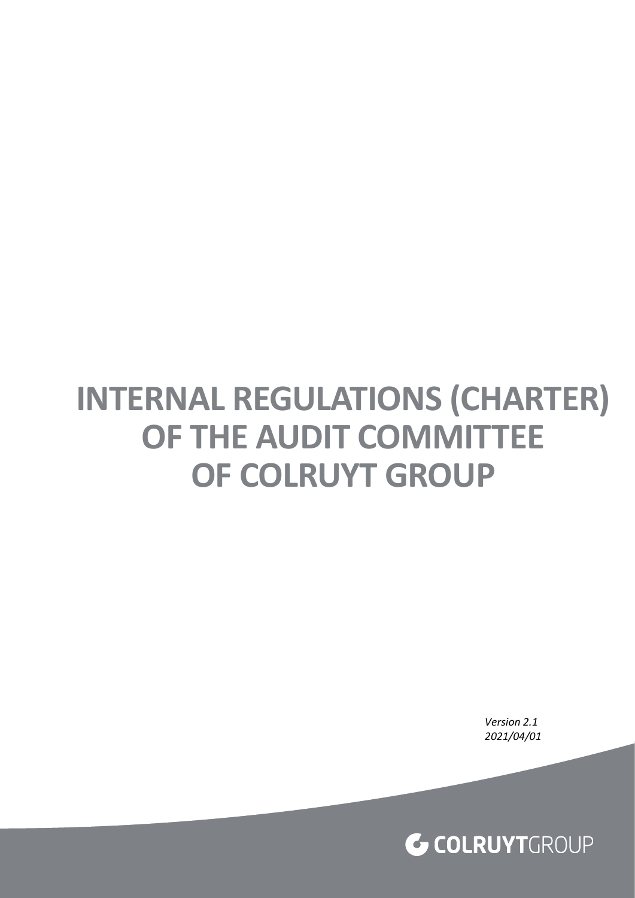# INTERNAL REGULATIONS (CHARTER) OF THE AUDIT COMMITTEE OF COLRUYT GROUP

*Version 2.1*
*2021/04/01*

COLRUYTGROUP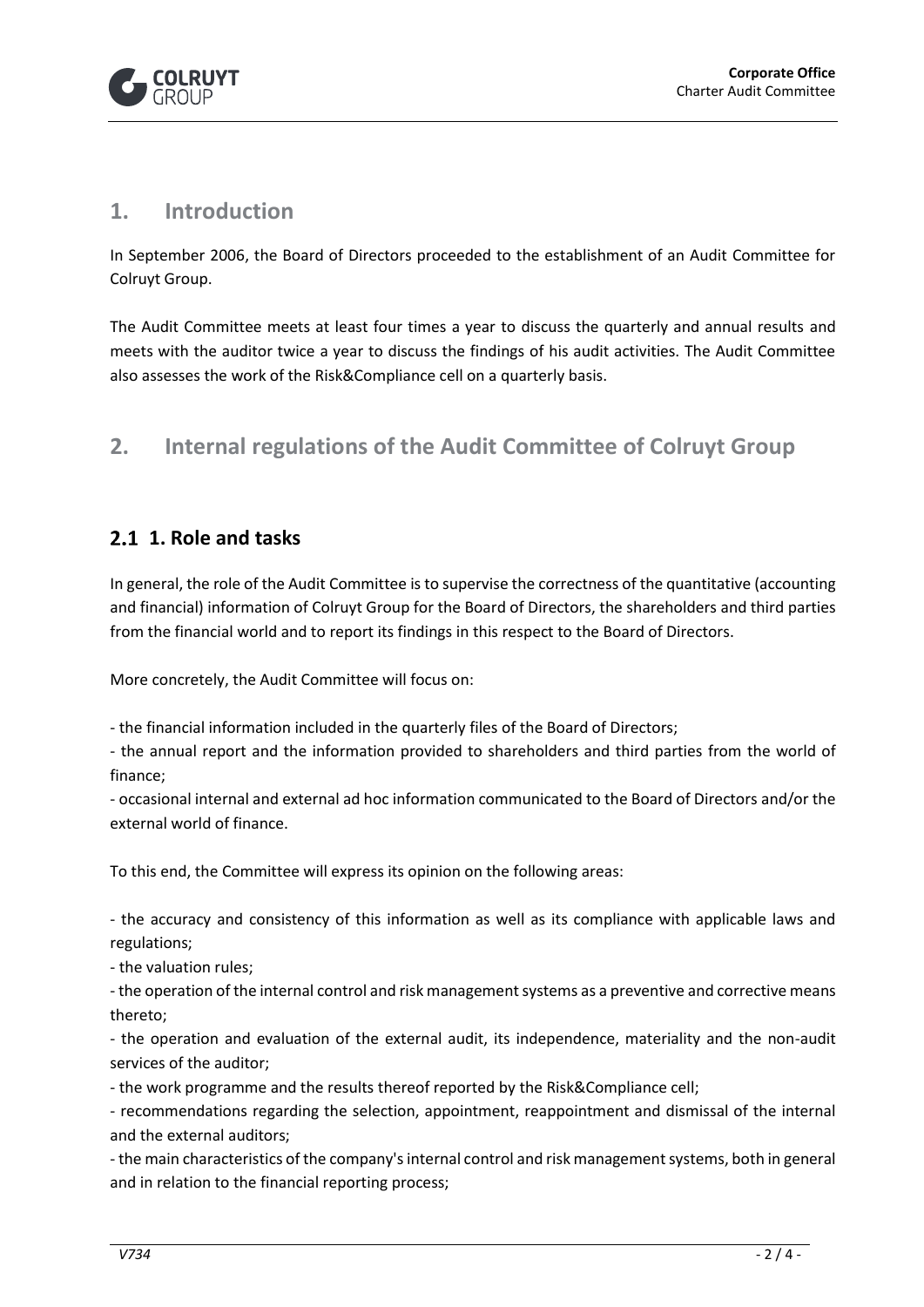## 1. Introduction

In September 2006, the Board of Directors proceeded to the establishment of an Audit Committee for Colruyt Group.

The Audit Committee meets at least four times a year to discuss the quarterly and annual results and meets with the auditor twice a year to discuss the findings of his audit activities. The Audit Committee also assesses the work of the Risk&Compliance cell on a quarterly basis.

## 2. Internal regulations of the Audit Committee of Colruyt Group

### 2.1 1. Role and tasks

In general, the role of the Audit Committee is to supervise the correctness of the quantitative (accounting and financial) information of Colruyt Group for the Board of Directors, the shareholders and third parties from the financial world and to report its findings in this respect to the Board of Directors.

More concretely, the Audit Committee will focus on:

- the financial information included in the quarterly files of the Board of Directors;
- the annual report and the information provided to shareholders and third parties from the world of finance;
- occasional internal and external ad hoc information communicated to the Board of Directors and/or the external world of finance.

To this end, the Committee will express its opinion on the following areas:

- the accuracy and consistency of this information as well as its compliance with applicable laws and regulations;
- the valuation rules;
- the operation of the internal control and risk management systems as a preventive and corrective means thereto;
- the operation and evaluation of the external audit, its independence, materiality and the non-audit services of the auditor;
- the work programme and the results thereof reported by the Risk&Compliance cell;
- recommendations regarding the selection, appointment, reappointment and dismissal of the internal and the external auditors;
- the main characteristics of the company's internal control and risk management systems, both in general and in relation to the financial reporting process;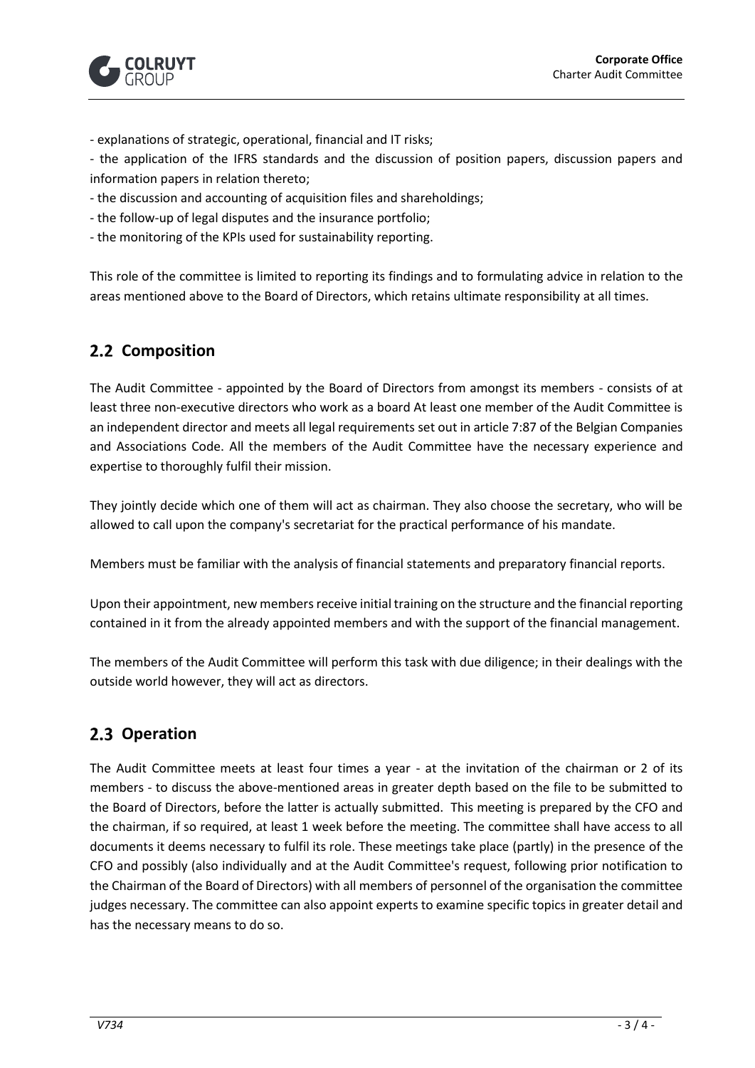- explanations of strategic, operational, financial and IT risks;
- the application of the IFRS standards and the discussion of position papers, discussion papers and information papers in relation thereto;
- the discussion and accounting of acquisition files and shareholdings;
- the follow-up of legal disputes and the insurance portfolio;
- the monitoring of the KPIs used for sustainability reporting.

This role of the committee is limited to reporting its findings and to formulating advice in relation to the areas mentioned above to the Board of Directors, which retains ultimate responsibility at all times.

## 2.2 Composition

The Audit Committee - appointed by the Board of Directors from amongst its members - consists of at least three non-executive directors who work as a board At least one member of the Audit Committee is an independent director and meets all legal requirements set out in article 7:87 of the Belgian Companies and Associations Code. All the members of the Audit Committee have the necessary experience and expertise to thoroughly fulfil their mission.

They jointly decide which one of them will act as chairman. They also choose the secretary, who will be allowed to call upon the company's secretariat for the practical performance of his mandate.

Members must be familiar with the analysis of financial statements and preparatory financial reports.

Upon their appointment, new members receive initial training on the structure and the financial reporting contained in it from the already appointed members and with the support of the financial management.

The members of the Audit Committee will perform this task with due diligence; in their dealings with the outside world however, they will act as directors.

## 2.3 Operation

The Audit Committee meets at least four times a year - at the invitation of the chairman or 2 of its members - to discuss the above-mentioned areas in greater depth based on the file to be submitted to the Board of Directors, before the latter is actually submitted. This meeting is prepared by the CFO and the chairman, if so required, at least 1 week before the meeting. The committee shall have access to all documents it deems necessary to fulfil its role. These meetings take place (partly) in the presence of the CFO and possibly (also individually and at the Audit Committee's request, following prior notification to the Chairman of the Board of Directors) with all members of personnel of the organisation the committee judges necessary. The committee can also appoint experts to examine specific topics in greater detail and has the necessary means to do so.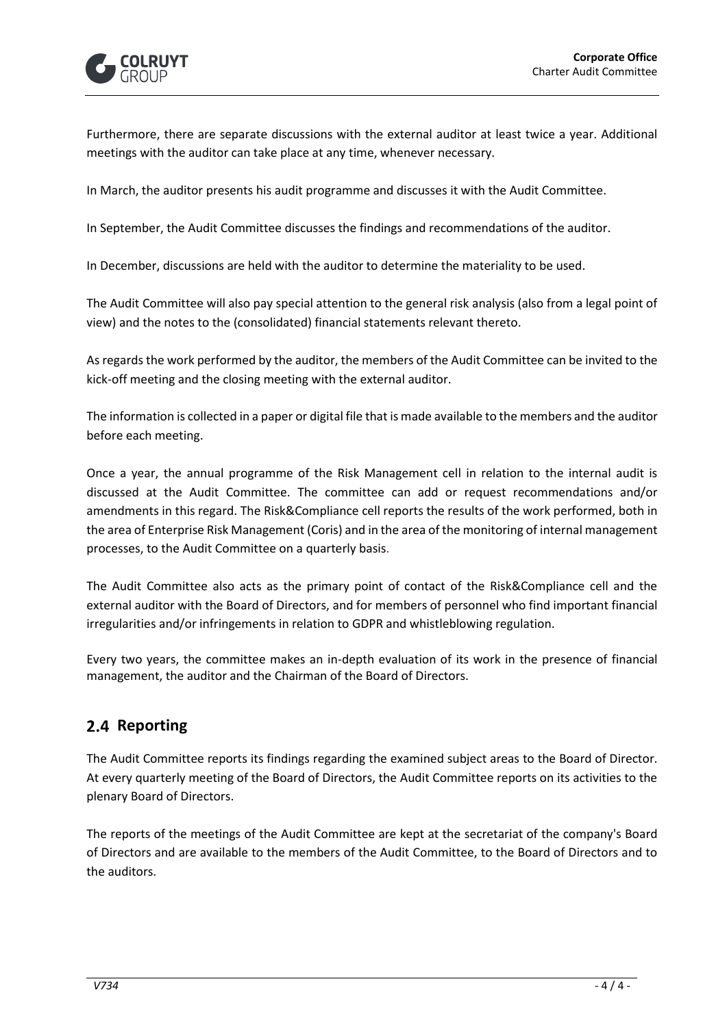Furthermore, there are separate discussions with the external auditor at least twice a year. Additional meetings with the auditor can take place at any time, whenever necessary.

In March, the auditor presents his audit programme and discusses it with the Audit Committee.

In September, the Audit Committee discusses the findings and recommendations of the auditor.

In December, discussions are held with the auditor to determine the materiality to be used.

The Audit Committee will also pay special attention to the general risk analysis (also from a legal point of view) and the notes to the (consolidated) financial statements relevant thereto.

As regards the work performed by the auditor, the members of the Audit Committee can be invited to the kick-off meeting and the closing meeting with the external auditor.

The information is collected in a paper or digital file that is made available to the members and the auditor before each meeting.

Once a year, the annual programme of the Risk Management cell in relation to the internal audit is discussed at the Audit Committee. The committee can add or request recommendations and/or amendments in this regard. The Risk&Compliance cell reports the results of the work performed, both in the area of Enterprise Risk Management (Coris) and in the area of the monitoring of internal management processes, to the Audit Committee on a quarterly basis.

The Audit Committee also acts as the primary point of contact of the Risk&Compliance cell and the external auditor with the Board of Directors, and for members of personnel who find important financial irregularities and/or infringements in relation to GDPR and whistleblowing regulation.

Every two years, the committee makes an in-depth evaluation of its work in the presence of financial management, the auditor and the Chairman of the Board of Directors.

## 2.4 Reporting

The Audit Committee reports its findings regarding the examined subject areas to the Board of Director. At every quarterly meeting of the Board of Directors, the Audit Committee reports on its activities to the plenary Board of Directors.

The reports of the meetings of the Audit Committee are kept at the secretariat of the company's Board of Directors and are available to the members of the Audit Committee, to the Board of Directors and to the auditors.